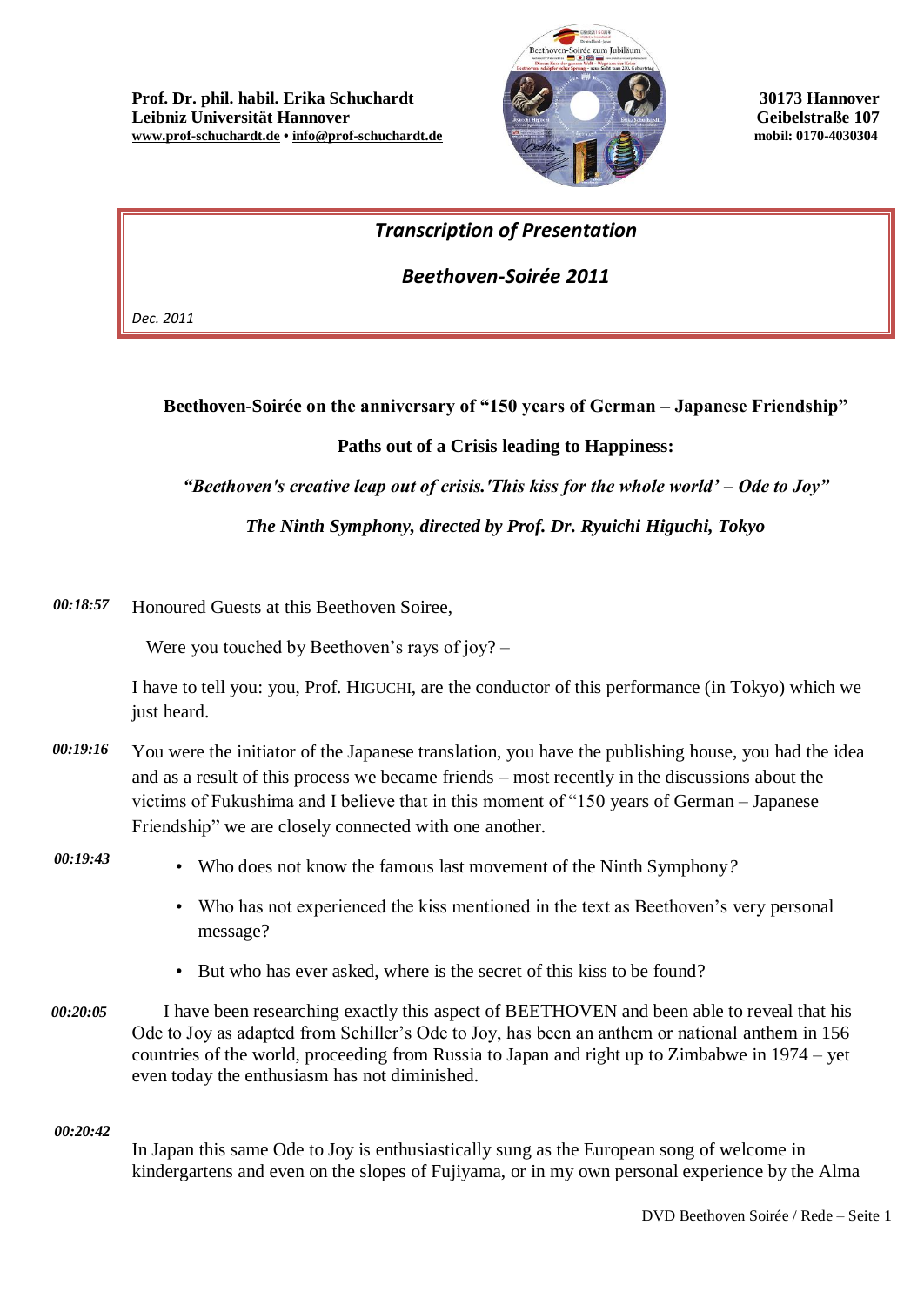**Prof. Dr. phil. habil. Erika Schuchardt**
**Leibniz Universität Hannover**
**www.prof-schuchardt.de • info@prof-schuchardt.de**

**30173 Hannover**
**Geibelstraße 107**
**mobil: 0170-4030304**

***Transcription of Presentation***

***Beethoven-Soirée 2011***

*Dec. 2011*

**Beethoven-Soirée on the anniversary of "150 years of German – Japanese Friendship"**

**Paths out of a Crisis leading to Happiness:**

***"Beethoven's creative leap out of crisis.'This kiss for the whole world' – Ode to Joy"***

***The Ninth Symphony, directed by Prof. Dr. Ryuichi Higuchi, Tokyo***

***00:18:57*** Honoured Guests at this Beethoven Soiree,

Were you touched by Beethoven's rays of joy? –

I have to tell you: you, Prof. HIGUCHI, are the conductor of this performance (in Tokyo) which we just heard.

***00:19:16*** You were the initiator of the Japanese translation, you have the publishing house, you had the idea and as a result of this process we became friends – most recently in the discussions about the victims of Fukushima and I believe that in this moment of "150 years of German – Japanese Friendship" we are closely connected with one another.

***00:19:43***

- Who does not know the famous last movement of the Ninth Symphony*?*
- Who has not experienced the kiss mentioned in the text as Beethoven's very personal message?
- But who has ever asked, where is the secret of this kiss to be found?

***00:20:05*** I have been researching exactly this aspect of BEETHOVEN and been able to reveal that his Ode to Joy as adapted from Schiller's Ode to Joy, has been an anthem or national anthem in 156 countries of the world, proceeding from Russia to Japan and right up to Zimbabwe in 1974 – yet even today the enthusiasm has not diminished.

***00:20:42***

In Japan this same Ode to Joy is enthusiastically sung as the European song of welcome in kindergartens and even on the slopes of Fujiyama, or in my own personal experience by the Alma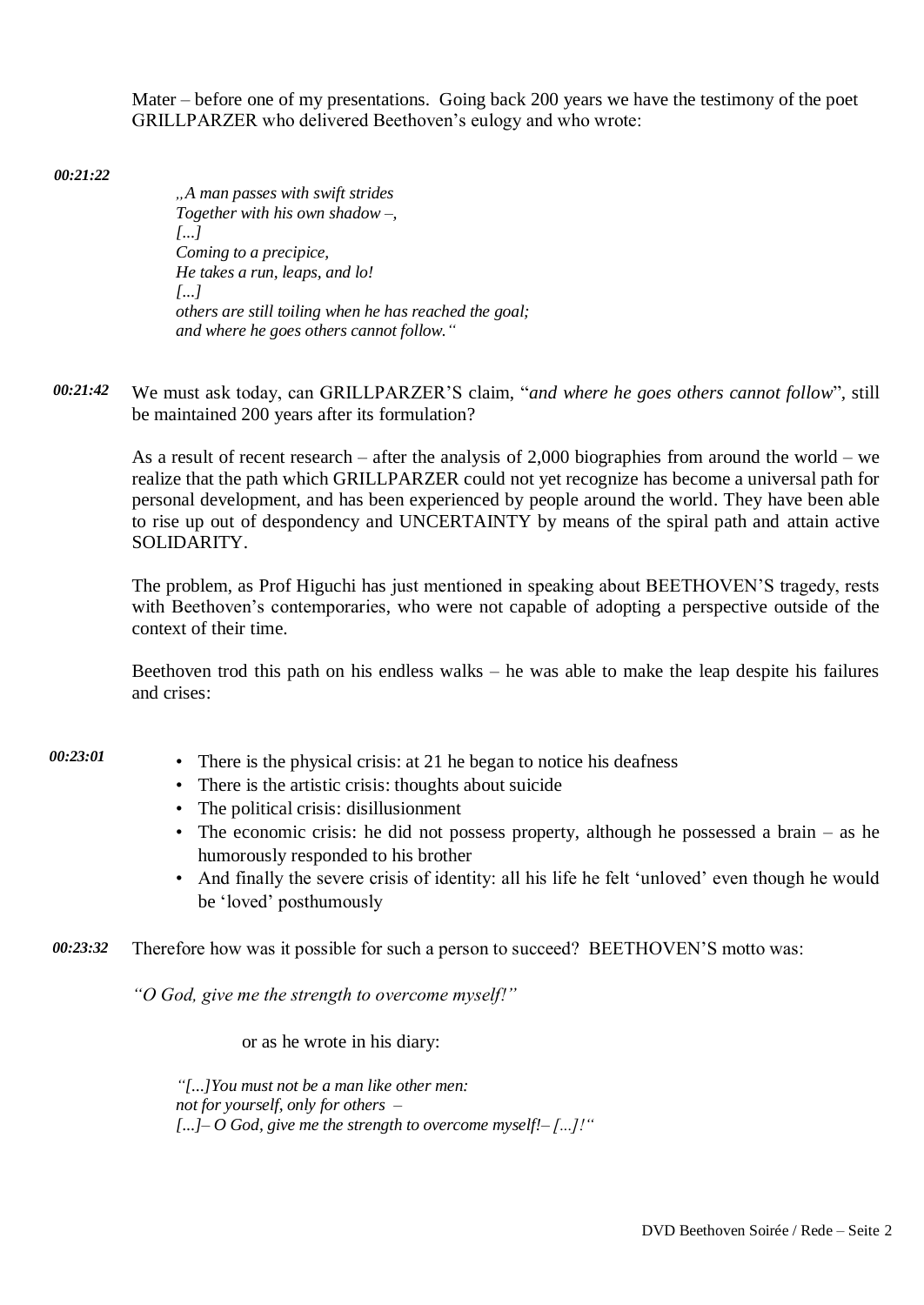Mater – before one of my presentations. Going back 200 years we have the testimony of the poet GRILLPARZER who delivered Beethoven's eulogy and who wrote:

***00:21:22***

*„A man passes with swift strides*
*Together with his own shadow –,*
*[...]*
*Coming to a precipice,*
*He takes a run, leaps, and lo!*
*[...]*
*others are still toiling when he has reached the goal;*
*and where he goes others cannot follow.“*

***00:21:42*** We must ask today, can GRILLPARZER'S claim, "*and where he goes others cannot follow*", still be maintained 200 years after its formulation?

As a result of recent research – after the analysis of 2,000 biographies from around the world – we realize that the path which GRILLPARZER could not yet recognize has become a universal path for personal development, and has been experienced by people around the world. They have been able to rise up out of despondency and UNCERTAINTY by means of the spiral path and attain active SOLIDARITY.

The problem, as Prof Higuchi has just mentioned in speaking about BEETHOVEN'S tragedy, rests with Beethoven's contemporaries, who were not capable of adopting a perspective outside of the context of their time.

Beethoven trod this path on his endless walks – he was able to make the leap despite his failures and crises:

***00:23:01***

- There is the physical crisis: at 21 he began to notice his deafness
- There is the artistic crisis: thoughts about suicide
- The political crisis: disillusionment
- The economic crisis: he did not possess property, although he possessed a brain – as he humorously responded to his brother
- And finally the severe crisis of identity: all his life he felt 'unloved' even though he would be 'loved' posthumously

***00:23:32*** Therefore how was it possible for such a person to succeed? BEETHOVEN'S motto was:

*"O God, give me the strength to overcome myself!"*

or as he wrote in his diary:

*"[...]You must not be a man like other men:*
*not for yourself, only for others –*
*[...]– O God, give me the strength to overcome myself!– [...]!"*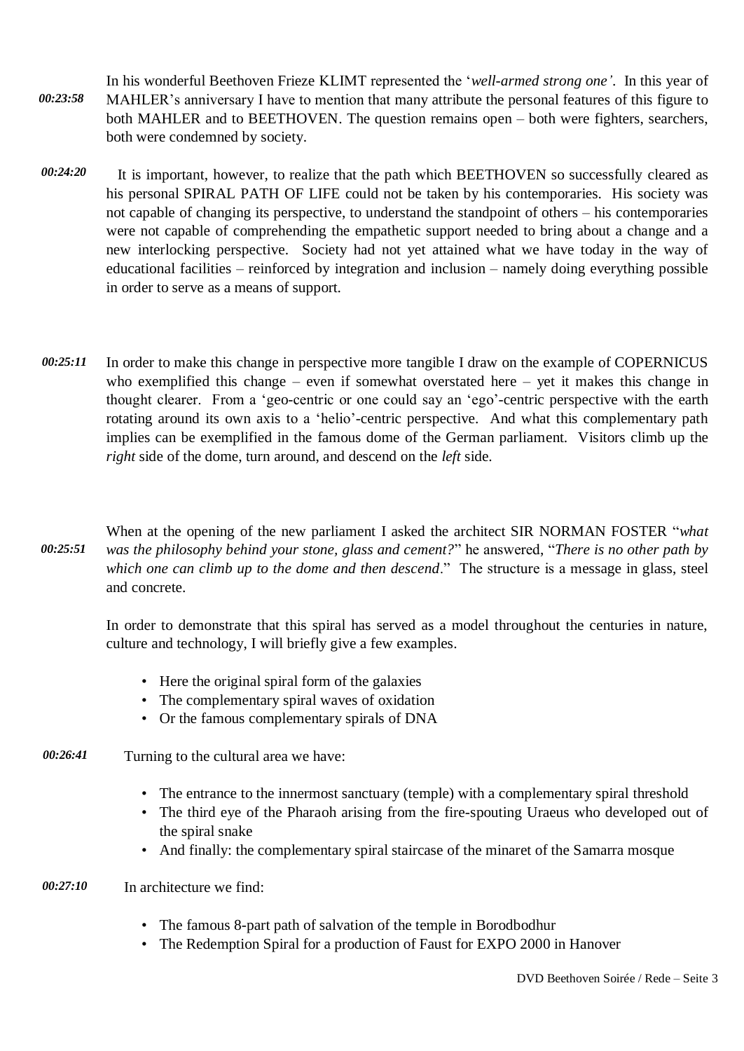00:23:58 In his wonderful Beethoven Frieze KLIMT represented the '*well-armed strong one'*. In this year of MAHLER's anniversary I have to mention that many attribute the personal features of this figure to both MAHLER and to BEETHOVEN. The question remains open – both were fighters, searchers, both were condemned by society.

00:24:20 It is important, however, to realize that the path which BEETHOVEN so successfully cleared as his personal SPIRAL PATH OF LIFE could not be taken by his contemporaries. His society was not capable of changing its perspective, to understand the standpoint of others – his contemporaries were not capable of comprehending the empathetic support needed to bring about a change and a new interlocking perspective. Society had not yet attained what we have today in the way of educational facilities – reinforced by integration and inclusion – namely doing everything possible in order to serve as a means of support.

00:25:11 In order to make this change in perspective more tangible I draw on the example of COPERNICUS who exemplified this change – even if somewhat overstated here – yet it makes this change in thought clearer. From a 'geo-centric or one could say an 'ego'-centric perspective with the earth rotating around its own axis to a 'helio'-centric perspective. And what this complementary path implies can be exemplified in the famous dome of the German parliament. Visitors climb up the *right* side of the dome, turn around, and descend on the *left* side.

00:25:51 When at the opening of the new parliament I asked the architect SIR NORMAN FOSTER "*what was the philosophy behind your stone, glass and cement?*" he answered, "*There is no other path by which one can climb up to the dome and then descend*." The structure is a message in glass, steel and concrete.

In order to demonstrate that this spiral has served as a model throughout the centuries in nature, culture and technology, I will briefly give a few examples.

- Here the original spiral form of the galaxies
- The complementary spiral waves of oxidation
- Or the famous complementary spirals of DNA

00:26:41 Turning to the cultural area we have:

- The entrance to the innermost sanctuary (temple) with a complementary spiral threshold
- The third eye of the Pharaoh arising from the fire-spouting Uraeus who developed out of the spiral snake
- And finally: the complementary spiral staircase of the minaret of the Samarra mosque

00:27:10 In architecture we find:

- The famous 8-part path of salvation of the temple in Borodbodhur
- The Redemption Spiral for a production of Faust for EXPO 2000 in Hanover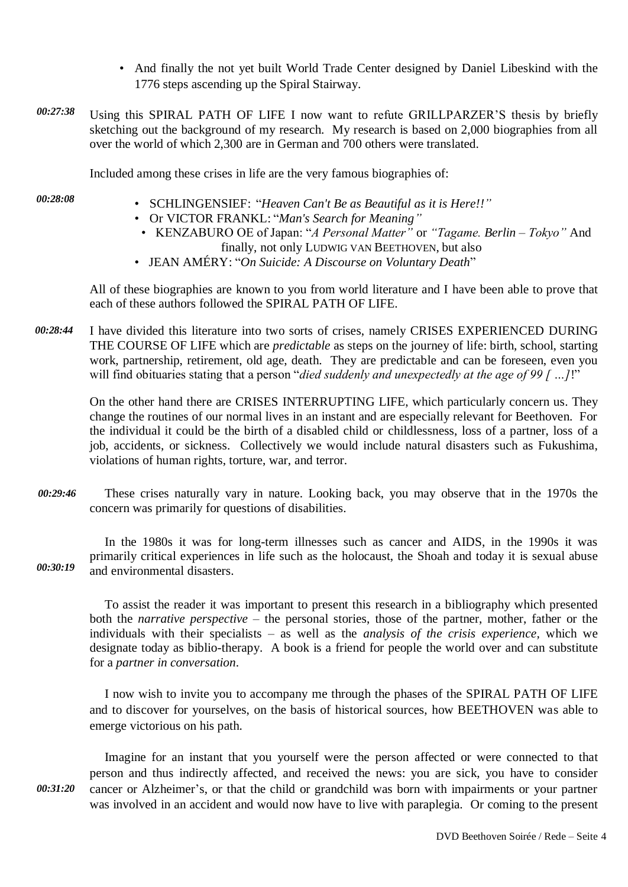- And finally the not yet built World Trade Center designed by Daniel Libeskind with the 1776 steps ascending up the Spiral Stairway.

*00:27:38* Using this SPIRAL PATH OF LIFE I now want to refute GRILLPARZER'S thesis by briefly sketching out the background of my research. My research is based on 2,000 biographies from all over the world of which 2,300 are in German and 700 others were translated.

Included among these crises in life are the very famous biographies of:

*00:28:08*

- SCHLINGENSIEF: "*Heaven Can't Be as Beautiful as it is Here!!"*
- Or VICTOR FRANKL: "*Man's Search for Meaning"*
- KENZABURO OE of Japan: "*A Personal Matter"* or *"Tagame. Berlin – Tokyo"* And finally, not only LUDWIG VAN BEETHOVEN, but also
- JEAN AMÉRY: "*On Suicide: A Discourse on Voluntary Death*"

All of these biographies are known to you from world literature and I have been able to prove that each of these authors followed the SPIRAL PATH OF LIFE.

*00:28:44* I have divided this literature into two sorts of crises, namely CRISES EXPERIENCED DURING THE COURSE OF LIFE which are *predictable* as steps on the journey of life: birth, school, starting work, partnership, retirement, old age, death. They are predictable and can be foreseen, even you will find obituaries stating that a person "*died suddenly and unexpectedly at the age of 99 [ …]*!"

On the other hand there are CRISES INTERRUPTING LIFE, which particularly concern us. They change the routines of our normal lives in an instant and are especially relevant for Beethoven. For the individual it could be the birth of a disabled child or childlessness, loss of a partner, loss of a job, accidents, or sickness. Collectively we would include natural disasters such as Fukushima, violations of human rights, torture, war, and terror.

*00:29:46* These crises naturally vary in nature. Looking back, you may observe that in the 1970s the concern was primarily for questions of disabilities.

*00:30:19* In the 1980s it was for long-term illnesses such as cancer and AIDS, in the 1990s it was primarily critical experiences in life such as the holocaust, the Shoah and today it is sexual abuse and environmental disasters.

To assist the reader it was important to present this research in a bibliography which presented both the *narrative perspective* – the personal stories, those of the partner, mother, father or the individuals with their specialists – as well as the *analysis of the crisis experience*, which we designate today as biblio-therapy. A book is a friend for people the world over and can substitute for a *partner in conversation*.

I now wish to invite you to accompany me through the phases of the SPIRAL PATH OF LIFE and to discover for yourselves, on the basis of historical sources, how BEETHOVEN was able to emerge victorious on his path.

*00:31:20* Imagine for an instant that you yourself were the person affected or were connected to that person and thus indirectly affected, and received the news: you are sick, you have to consider cancer or Alzheimer's, or that the child or grandchild was born with impairments or your partner was involved in an accident and would now have to live with paraplegia. Or coming to the present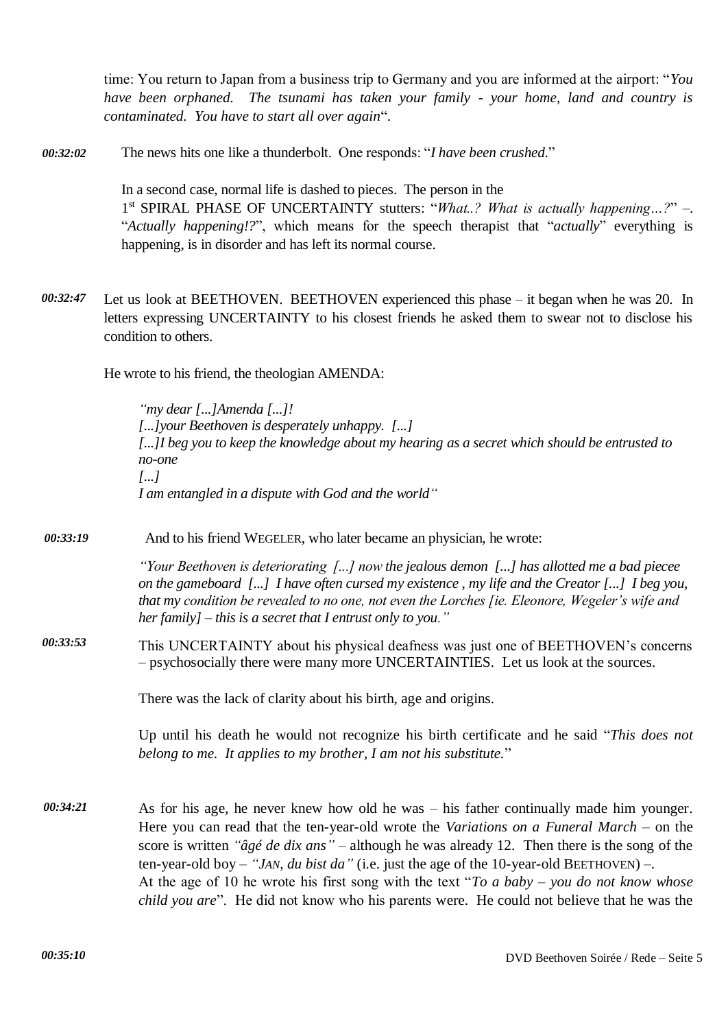time: You return to Japan from a business trip to Germany and you are informed at the airport: "*You have been orphaned. The tsunami has taken your family - your home, land and country is contaminated. You have to start all over again*".

*00:32:02* The news hits one like a thunderbolt. One responds: "*I have been crushed.*"

In a second case, normal life is dashed to pieces. The person in the 1st SPIRAL PHASE OF UNCERTAINTY stutters: "*What..? What is actually happening…?*" –. "*Actually happening!?*", which means for the speech therapist that "*actually*" everything is happening, is in disorder and has left its normal course.

*00:32:47* Let us look at BEETHOVEN. BEETHOVEN experienced this phase – it began when he was 20. In letters expressing UNCERTAINTY to his closest friends he asked them to swear not to disclose his condition to others.

He wrote to his friend, the theologian AMENDA:

> *"my dear [...]Amenda [...]!*
> *[...]your Beethoven is desperately unhappy. [...]*
> *[...]I beg you to keep the knowledge about my hearing as a secret which should be entrusted to no-one*
> *[...]*
> *I am entangled in a dispute with God and the world"*

*00:33:19* And to his friend WEGELER, who later became an physician, he wrote:

> *"Your Beethoven is deteriorating [...] now the jealous demon [...] has allotted me a bad piecee on the gameboard [...] I have often cursed my existence , my life and the Creator [...] I beg you, that my condition be revealed to no one, not even the Lorches [ie. Eleonore, Wegeler's wife and her family] – this is a secret that I entrust only to you."*

*00:33:53* This UNCERTAINTY about his physical deafness was just one of BEETHOVEN's concerns – psychosocially there were many more UNCERTAINTIES. Let us look at the sources.

There was the lack of clarity about his birth, age and origins.

Up until his death he would not recognize his birth certificate and he said "*This does not belong to me. It applies to my brother, I am not his substitute.*"

*00:34:21* As for his age, he never knew how old he was – his father continually made him younger. Here you can read that the ten-year-old wrote the *Variations on a Funeral March* – on the score is written *"âgé de dix ans"* – although he was already 12. Then there is the song of the ten-year-old boy – *"JAN, du bist da"* (i.e. just the age of the 10-year-old BEETHOVEN) –.
At the age of 10 he wrote his first song with the text "*To a baby – you do not know whose child you are*". He did not know who his parents were. He could not believe that he was the

*00:35:10*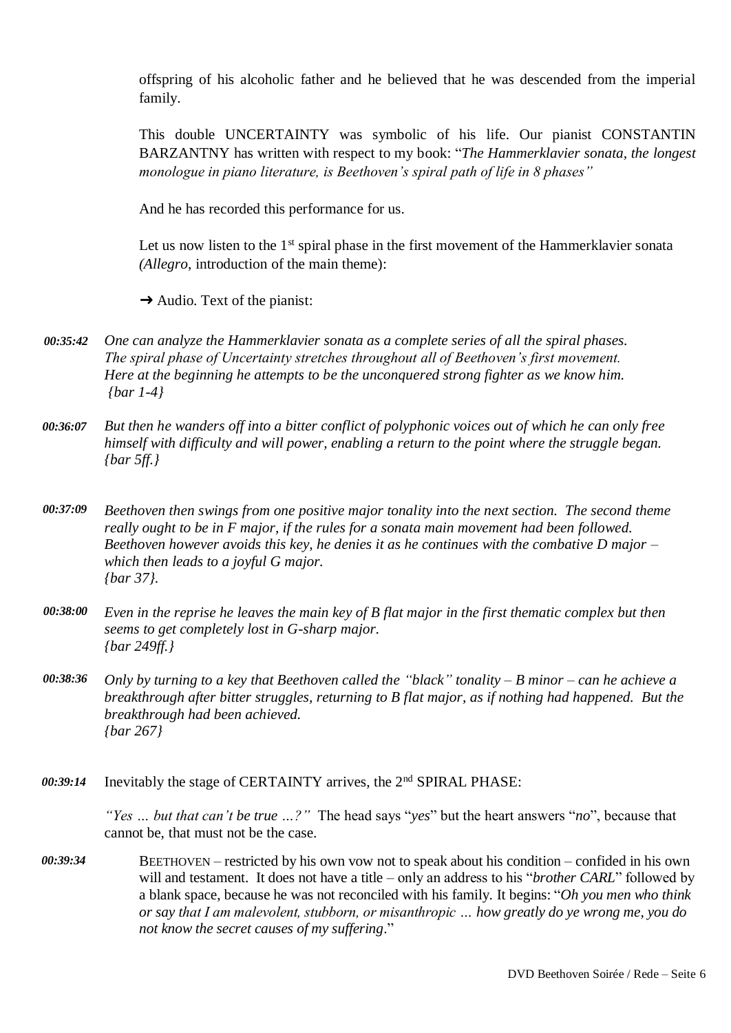offspring of his alcoholic father and he believed that he was descended from the imperial family.

This double UNCERTAINTY was symbolic of his life. Our pianist CONSTANTIN BARZANTNY has written with respect to my book: "*The Hammerklavier sonata, the longest monologue in piano literature, is Beethoven's spiral path of life in 8 phases"*

And he has recorded this performance for us.

Let us now listen to the 1st spiral phase in the first movement of the Hammerklavier sonata (*Allegro*, introduction of the main theme):

➞ Audio. Text of the pianist:

**00:35:42** *One can analyze the Hammerklavier sonata as a complete series of all the spiral phases. The spiral phase of Uncertainty stretches throughout all of Beethoven's first movement. Here at the beginning he attempts to be the unconquered strong fighter as we know him. {bar 1-4}*

**00:36:07** *But then he wanders off into a bitter conflict of polyphonic voices out of which he can only free himself with difficulty and will power, enabling a return to the point where the struggle began. {bar 5ff.}*

**00:37:09** *Beethoven then swings from one positive major tonality into the next section. The second theme really ought to be in F major, if the rules for a sonata main movement had been followed. Beethoven however avoids this key, he denies it as he continues with the combative D major – which then leads to a joyful G major. {bar 37}.*

**00:38:00** *Even in the reprise he leaves the main key of B flat major in the first thematic complex but then seems to get completely lost in G-sharp major. {bar 249ff.}*

**00:38:36** *Only by turning to a key that Beethoven called the "black" tonality – B minor – can he achieve a breakthrough after bitter struggles, returning to B flat major, as if nothing had happened. But the breakthrough had been achieved. {bar 267}*

**00:39:14** Inevitably the stage of CERTAINTY arrives, the 2nd SPIRAL PHASE:

*"Yes … but that can't be true …?"* The head says "*yes*" but the heart answers "*no*", because that cannot be, that must not be the case.

**00:39:34** BEETHOVEN – restricted by his own vow not to speak about his condition – confided in his own will and testament. It does not have a title – only an address to his "*brother CARL*" followed by a blank space, because he was not reconciled with his family. It begins: "*Oh you men who think or say that I am malevolent, stubborn, or misanthropic … how greatly do ye wrong me, you do not know the secret causes of my suffering*."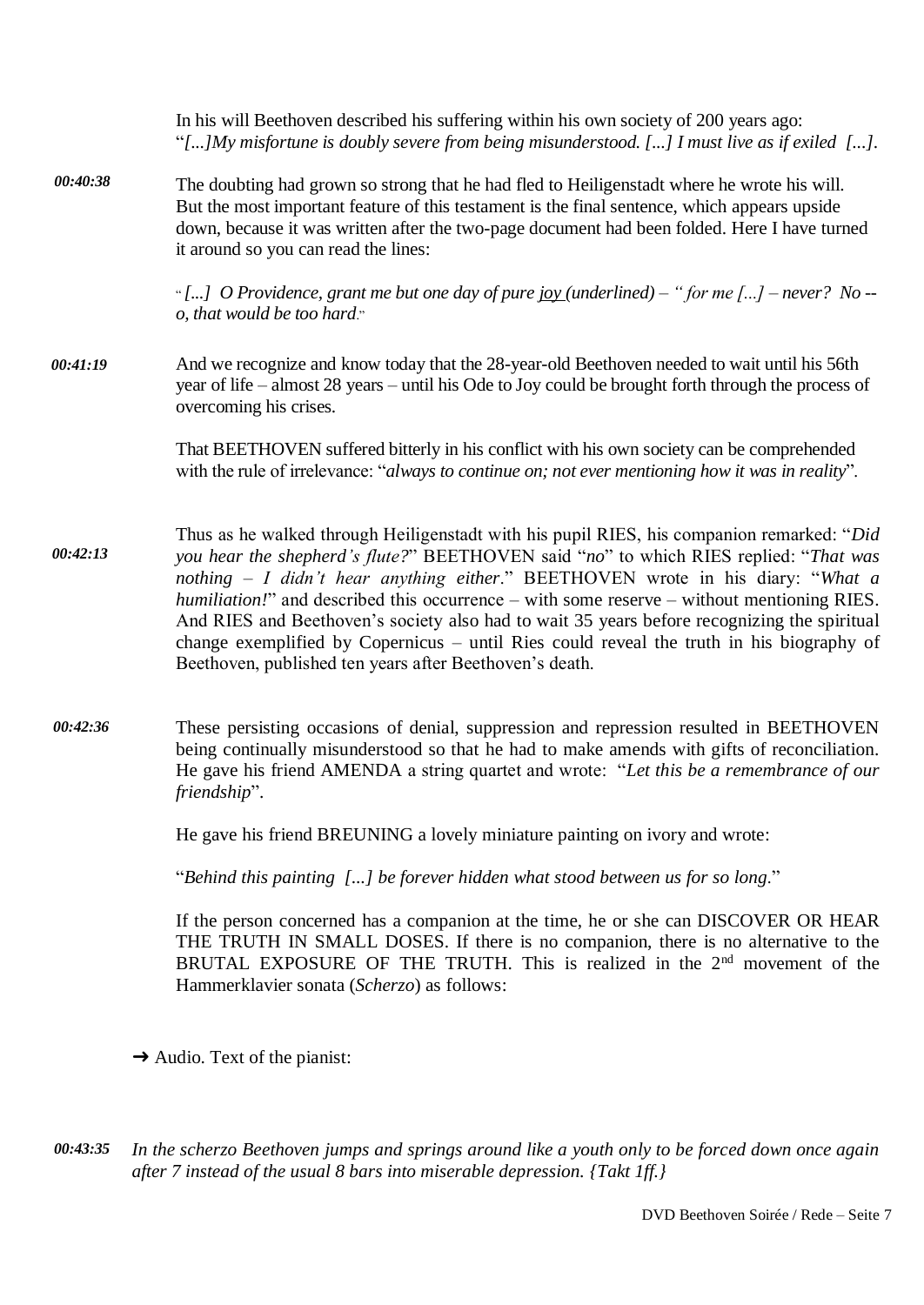In his will Beethoven described his suffering within his own society of 200 years ago: "*[...]My misfortune is doubly severe from being misunderstood. [...] I must live as if exiled [...]*.

**00:40:38** The doubting had grown so strong that he had fled to Heiligenstadt where he wrote his will. But the most important feature of this testament is the final sentence, which appears upside down, because it was written after the two-page document had been folded. Here I have turned it around so you can read the lines:

" *[...] O Providence, grant me but one day of pure joy (underlined) – " for me [...] – never? No -- o, that would be too hard*."

**00:41:19** And we recognize and know today that the 28-year-old Beethoven needed to wait until his 56th year of life – almost 28 years – until his Ode to Joy could be brought forth through the process of overcoming his crises.

That BEETHOVEN suffered bitterly in his conflict with his own society can be comprehended with the rule of irrelevance: "*always to continue on; not ever mentioning how it was in reality*".

**00:42:13** Thus as he walked through Heiligenstadt with his pupil RIES, his companion remarked: "*Did you hear the shepherd's flute?*" BEETHOVEN said "*no*" to which RIES replied: "*That was nothing – I didn't hear anything either*." BEETHOVEN wrote in his diary: "*What a humiliation!*" and described this occurrence – with some reserve – without mentioning RIES. And RIES and Beethoven's society also had to wait 35 years before recognizing the spiritual change exemplified by Copernicus – until Ries could reveal the truth in his biography of Beethoven, published ten years after Beethoven's death.

**00:42:36** These persisting occasions of denial, suppression and repression resulted in BEETHOVEN being continually misunderstood so that he had to make amends with gifts of reconciliation. He gave his friend AMENDA a string quartet and wrote: "*Let this be a remembrance of our friendship*".

He gave his friend BREUNING a lovely miniature painting on ivory and wrote:

"*Behind this painting [...] be forever hidden what stood between us for so long*."

If the person concerned has a companion at the time, he or she can DISCOVER OR HEAR THE TRUTH IN SMALL DOSES. If there is no companion, there is no alternative to the BRUTAL EXPOSURE OF THE TRUTH. This is realized in the 2nd movement of the Hammerklavier sonata (*Scherzo*) as follows:

→ Audio. Text of the pianist:

**00:43:35** *In the scherzo Beethoven jumps and springs around like a youth only to be forced down once again after 7 instead of the usual 8 bars into miserable depression. {Takt 1ff.}*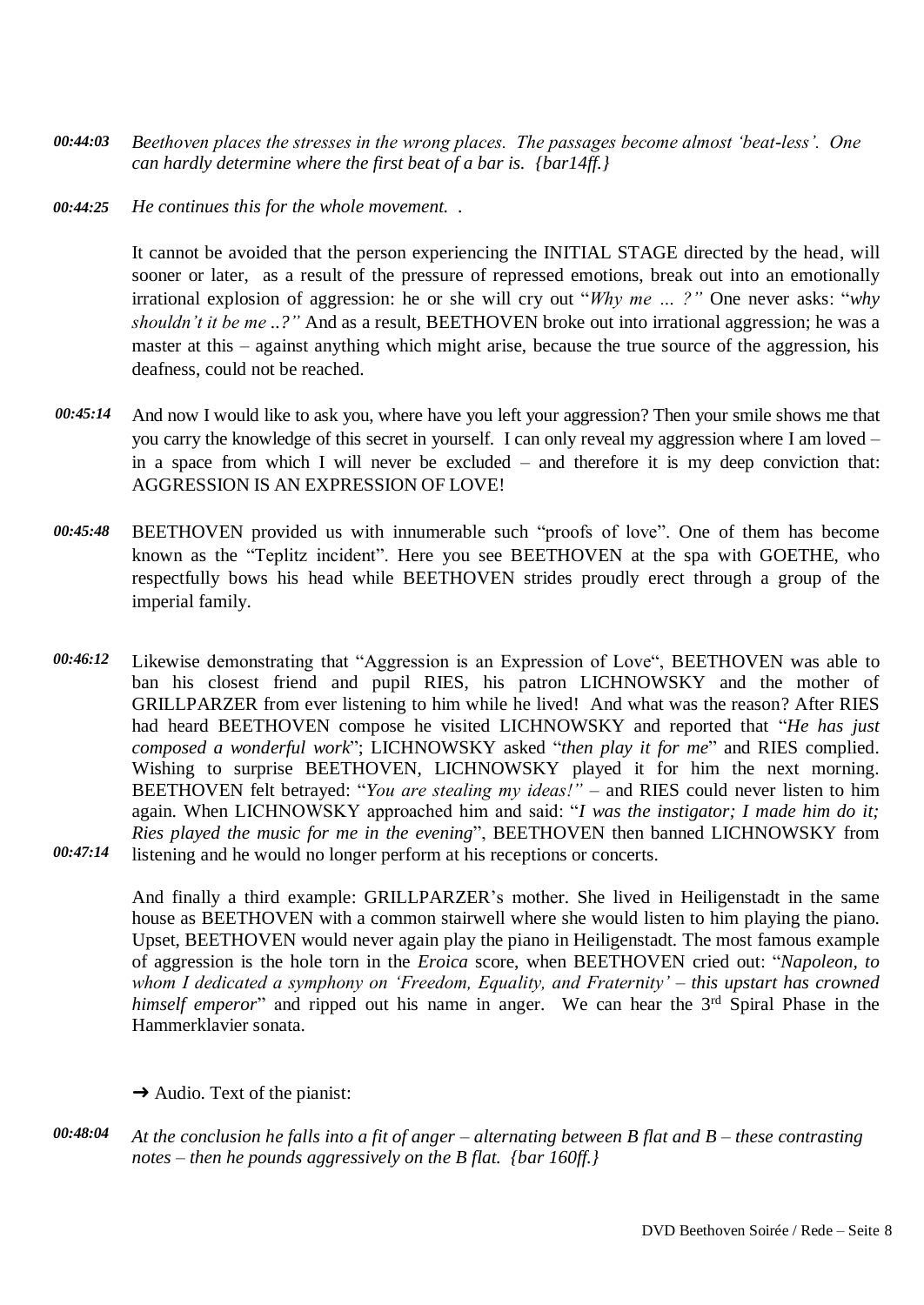**00:44:03** *Beethoven places the stresses in the wrong places. The passages become almost 'beat-less'. One can hardly determine where the first beat of a bar is. {bar14ff.}*

**00:44:25** *He continues this for the whole movement.* .

It cannot be avoided that the person experiencing the INITIAL STAGE directed by the head, will sooner or later, as a result of the pressure of repressed emotions, break out into an emotionally irrational explosion of aggression: he or she will cry out "*Why me ... ?"* One never asks: "*why shouldn't it be me ..?"* And as a result, BEETHOVEN broke out into irrational aggression; he was a master at this – against anything which might arise, because the true source of the aggression, his deafness, could not be reached.

**00:45:14** And now I would like to ask you, where have you left your aggression? Then your smile shows me that you carry the knowledge of this secret in yourself. I can only reveal my aggression where I am loved – in a space from which I will never be excluded – and therefore it is my deep conviction that: AGGRESSION IS AN EXPRESSION OF LOVE!

**00:45:48** BEETHOVEN provided us with innumerable such "proofs of love". One of them has become known as the "Teplitz incident". Here you see BEETHOVEN at the spa with GOETHE, who respectfully bows his head while BEETHOVEN strides proudly erect through a group of the imperial family.

**00:46:12** Likewise demonstrating that "Aggression is an Expression of Love", BEETHOVEN was able to ban his closest friend and pupil RIES, his patron LICHNOWSKY and the mother of GRILLPARZER from ever listening to him while he lived! And what was the reason? After RIES had heard BEETHOVEN compose he visited LICHNOWSKY and reported that "*He has just composed a wonderful work*"; LICHNOWSKY asked "*then play it for me*" and RIES complied. Wishing to surprise BEETHOVEN, LICHNOWSKY played it for him the next morning. BEETHOVEN felt betrayed: "*You are stealing my ideas!"* – and RIES could never listen to him again. When LICHNOWSKY approached him and said: "*I was the instigator; I made him do it; Ries played the music for me in the evening*", BEETHOVEN then banned LICHNOWSKY from

**00:47:14** listening and he would no longer perform at his receptions or concerts.

And finally a third example: GRILLPARZER's mother. She lived in Heiligenstadt in the same house as BEETHOVEN with a common stairwell where she would listen to him playing the piano. Upset, BEETHOVEN would never again play the piano in Heiligenstadt. The most famous example of aggression is the hole torn in the *Eroica* score, when BEETHOVEN cried out: "*Napoleon, to whom I dedicated a symphony on 'Freedom, Equality, and Fraternity' – this upstart has crowned himself emperor*" and ripped out his name in anger. We can hear the 3rd Spiral Phase in the Hammerklavier sonata.

→ Audio. Text of the pianist:

**00:48:04** *At the conclusion he falls into a fit of anger – alternating between B flat and B – these contrasting notes – then he pounds aggressively on the B flat. {bar 160ff.}*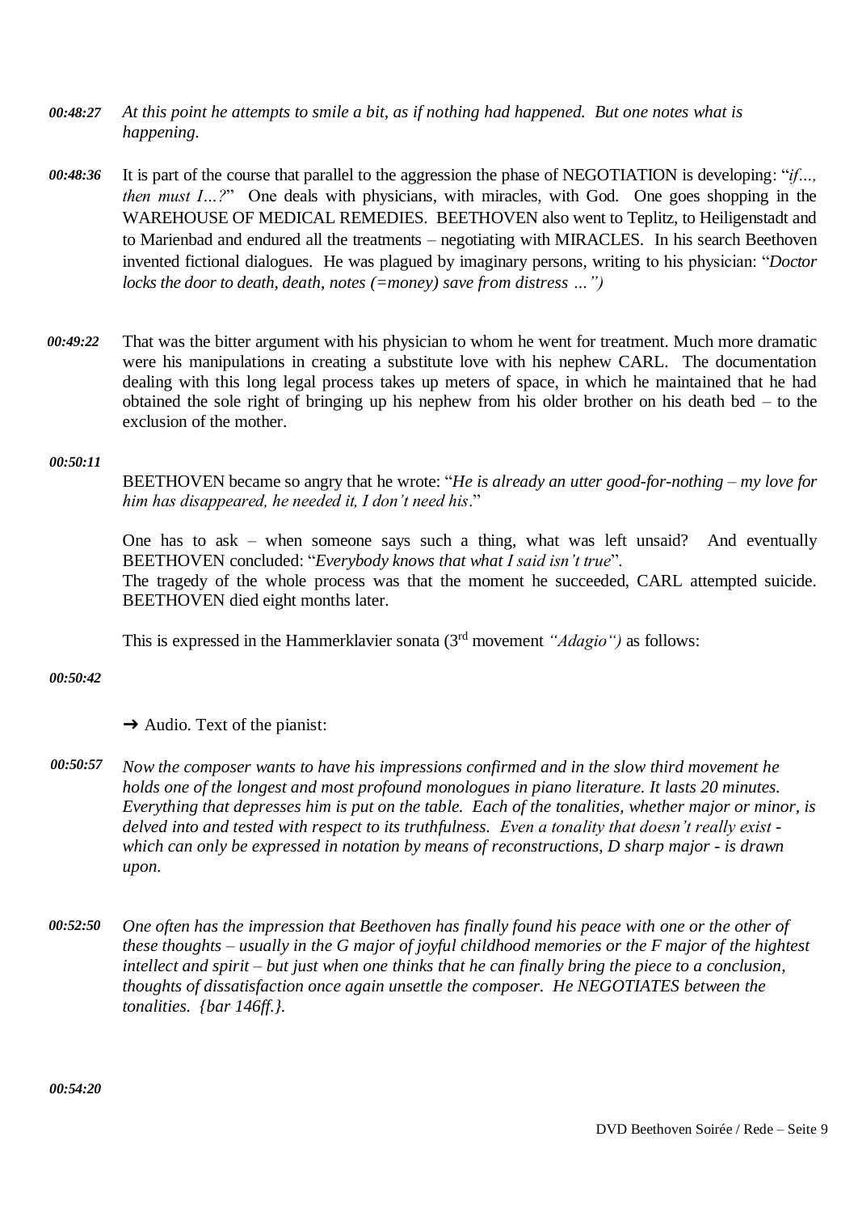**00:48:27** *At this point he attempts to smile a bit, as if nothing had happened. But one notes what is happening.*

**00:48:36** It is part of the course that parallel to the aggression the phase of NEGOTIATION is developing: "*if..., then must I…?*" One deals with physicians, with miracles, with God. One goes shopping in the WAREHOUSE OF MEDICAL REMEDIES. BEETHOVEN also went to Teplitz, to Heiligenstadt and to Marienbad and endured all the treatments – negotiating with MIRACLES. In his search Beethoven invented fictional dialogues. He was plagued by imaginary persons, writing to his physician: "*Doctor locks the door to death, death, notes (=money) save from distress …")*

**00:49:22** That was the bitter argument with his physician to whom he went for treatment. Much more dramatic were his manipulations in creating a substitute love with his nephew CARL. The documentation dealing with this long legal process takes up meters of space, in which he maintained that he had obtained the sole right of bringing up his nephew from his older brother on his death bed – to the exclusion of the mother.

**00:50:11**

BEETHOVEN became so angry that he wrote: "*He is already an utter good-for-nothing – my love for him has disappeared, he needed it, I don't need his*."

One has to ask – when someone says such a thing, what was left unsaid? And eventually BEETHOVEN concluded: "*Everybody knows that what I said isn't true*".
The tragedy of the whole process was that the moment he succeeded, CARL attempted suicide. BEETHOVEN died eight months later.

This is expressed in the Hammerklavier sonata (3rd movement *"Adagio")* as follows:

**00:50:42**

➜ Audio. Text of the pianist:

**00:50:57** *Now the composer wants to have his impressions confirmed and in the slow third movement he holds one of the longest and most profound monologues in piano literature. It lasts 20 minutes. Everything that depresses him is put on the table. Each of the tonalities, whether major or minor, is delved into and tested with respect to its truthfulness. Even a tonality that doesn't really exist - which can only be expressed in notation by means of reconstructions, D sharp major - is drawn upon.*

**00:52:50** *One often has the impression that Beethoven has finally found his peace with one or the other of these thoughts – usually in the G major of joyful childhood memories or the F major of the hightest intellect and spirit – but just when one thinks that he can finally bring the piece to a conclusion, thoughts of dissatisfaction once again unsettle the composer. He NEGOTIATES between the tonalities. {bar 146ff.}.*

**00:54:20**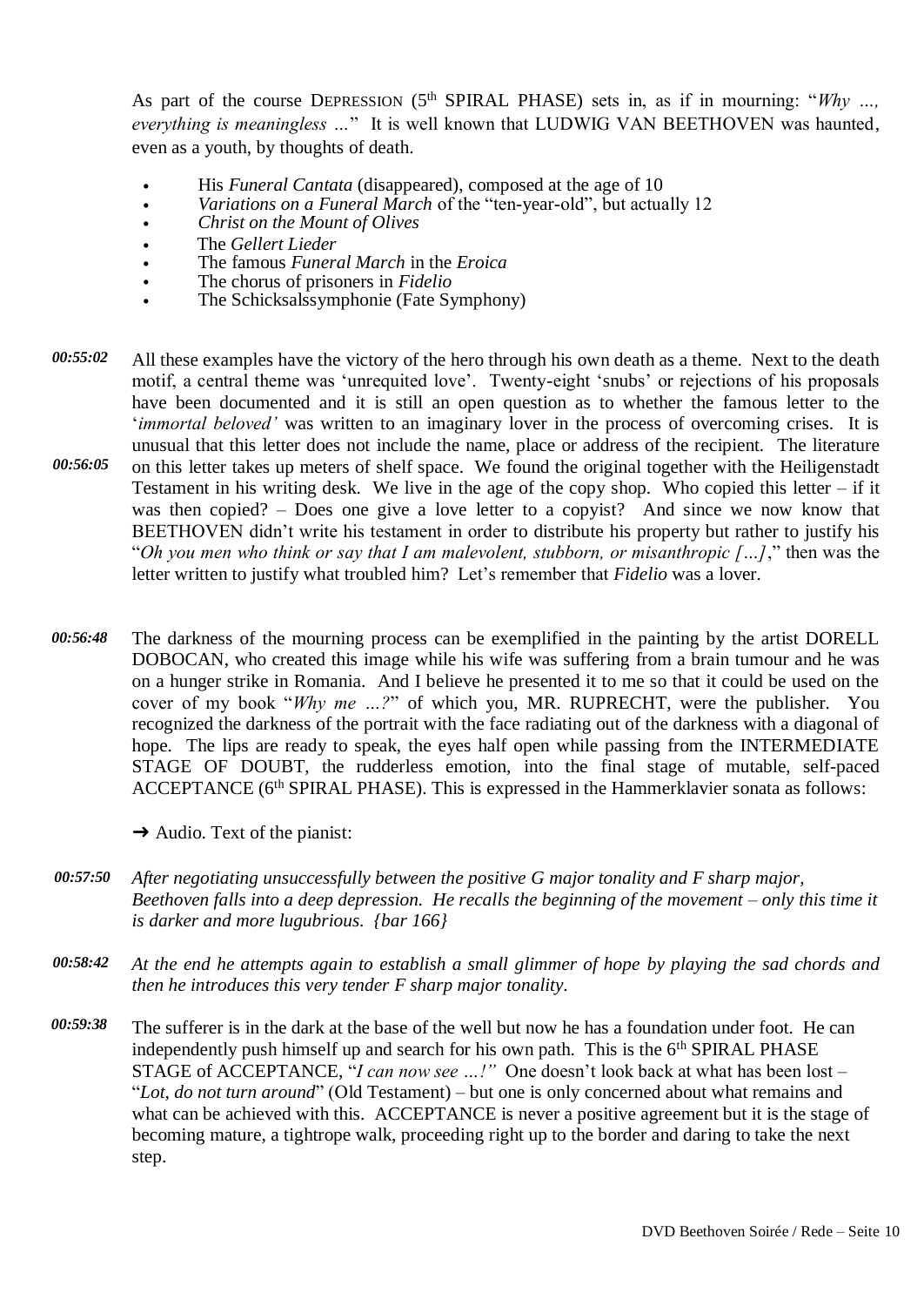As part of the course DEPRESSION (5th SPIRAL PHASE) sets in, as if in mourning: "*Why …, everything is meaningless …*" It is well known that LUDWIG VAN BEETHOVEN was haunted, even as a youth, by thoughts of death.

- His *Funeral Cantata* (disappeared), composed at the age of 10
- *Variations on a Funeral March* of the "ten-year-old", but actually 12
- *Christ on the Mount of Olives*
- The *Gellert Lieder*
- The famous *Funeral March* in the *Eroica*
- The chorus of prisoners in *Fidelio*
- The Schicksalssymphonie (Fate Symphony)

***00:55:02*** All these examples have the victory of the hero through his own death as a theme. Next to the death motif, a central theme was 'unrequited love'. Twenty-eight 'snubs' or rejections of his proposals have been documented and it is still an open question as to whether the famous letter to the '*immortal beloved'* was written to an imaginary lover in the process of overcoming crises. It is unusual that this letter does not include the name, place or address of the recipient. The literature ***00:56:05*** on this letter takes up meters of shelf space. We found the original together with the Heiligenstadt Testament in his writing desk. We live in the age of the copy shop. Who copied this letter – if it was then copied? – Does one give a love letter to a copyist? And since we now know that BEETHOVEN didn't write his testament in order to distribute his property but rather to justify his "*Oh you men who think or say that I am malevolent, stubborn, or misanthropic […]*," then was the letter written to justify what troubled him? Let's remember that *Fidelio* was a lover.

***00:56:48*** The darkness of the mourning process can be exemplified in the painting by the artist DORELL DOBOCAN, who created this image while his wife was suffering from a brain tumour and he was on a hunger strike in Romania. And I believe he presented it to me so that it could be used on the cover of my book "*Why me …?*" of which you, MR. RUPRECHT, were the publisher. You recognized the darkness of the portrait with the face radiating out of the darkness with a diagonal of hope. The lips are ready to speak, the eyes half open while passing from the INTERMEDIATE STAGE OF DOUBT, the rudderless emotion, into the final stage of mutable, self-paced ACCEPTANCE (6th SPIRAL PHASE). This is expressed in the Hammerklavier sonata as follows:

→ Audio. Text of the pianist:

***00:57:50*** *After negotiating unsuccessfully between the positive G major tonality and F sharp major, Beethoven falls into a deep depression. He recalls the beginning of the movement – only this time it is darker and more lugubrious. {bar 166}*

***00:58:42*** *At the end he attempts again to establish a small glimmer of hope by playing the sad chords and then he introduces this very tender F sharp major tonality.*

***00:59:38*** The sufferer is in the dark at the base of the well but now he has a foundation under foot. He can independently push himself up and search for his own path. This is the 6th SPIRAL PHASE STAGE of ACCEPTANCE, "*I can now see …!"* One doesn't look back at what has been lost – "*Lot, do not turn around*" (Old Testament) – but one is only concerned about what remains and what can be achieved with this. ACCEPTANCE is never a positive agreement but it is the stage of becoming mature, a tightrope walk, proceeding right up to the border and daring to take the next step.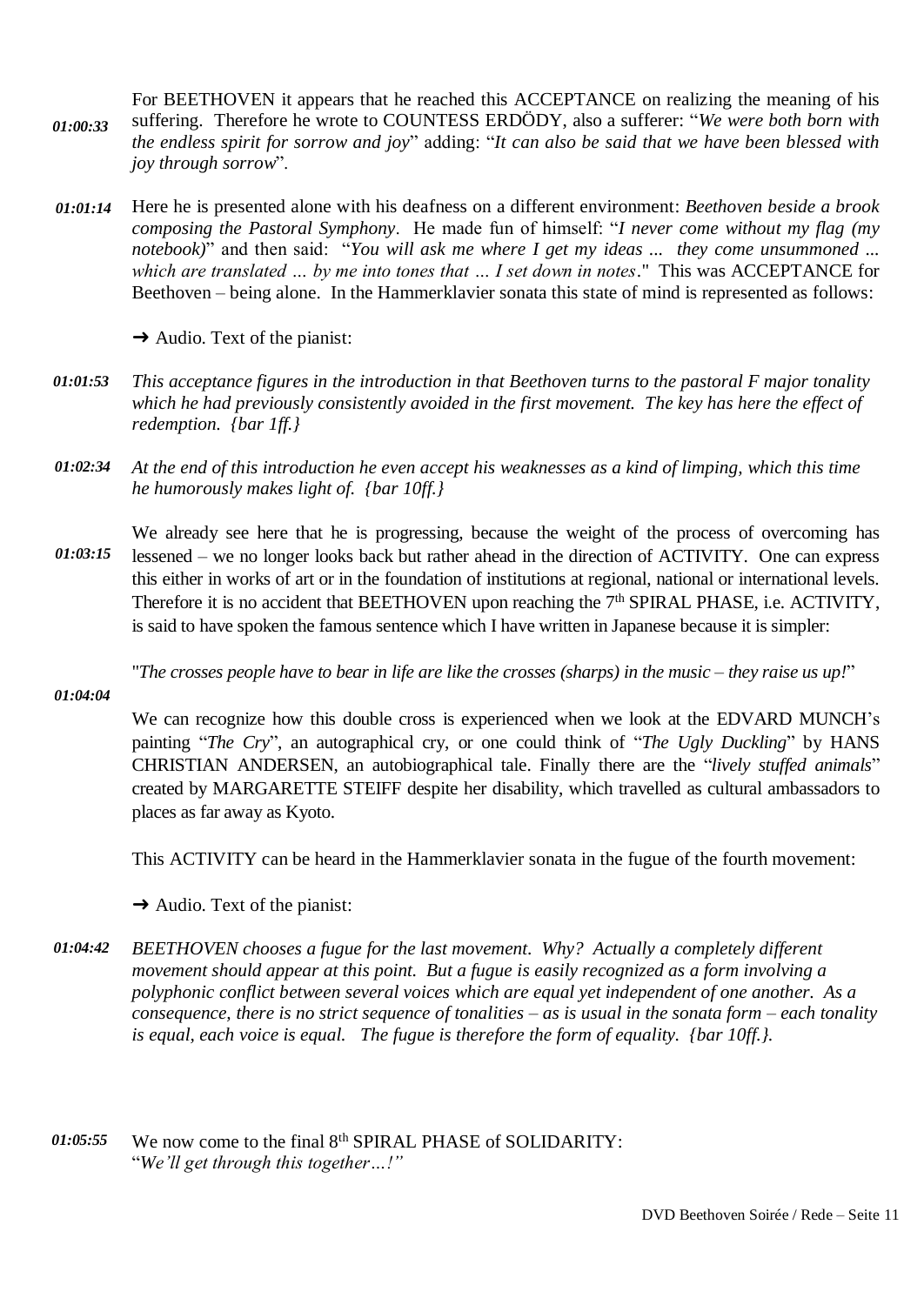01:00:33 For BEETHOVEN it appears that he reached this ACCEPTANCE on realizing the meaning of his suffering. Therefore he wrote to COUNTESS ERDÖDY, also a sufferer: "*We were both born with the endless spirit for sorrow and joy*" adding: "*It can also be said that we have been blessed with joy through sorrow*".

01:01:14 Here he is presented alone with his deafness on a different environment: *Beethoven beside a brook composing the Pastoral Symphony*. He made fun of himself: "*I never come without my flag (my notebook)*" and then said: "*You will ask me where I get my ideas ... they come unsummoned ... which are translated ... by me into tones that ... I set down in notes*." This was ACCEPTANCE for Beethoven – being alone. In the Hammerklavier sonata this state of mind is represented as follows:

➜ Audio. Text of the pianist:

01:01:53 *This acceptance figures in the introduction in that Beethoven turns to the pastoral F major tonality which he had previously consistently avoided in the first movement. The key has here the effect of redemption. {bar 1ff.}*

01:02:34 *At the end of this introduction he even accept his weaknesses as a kind of limping, which this time he humorously makes light of. {bar 10ff.}*

01:03:15 We already see here that he is progressing, because the weight of the process of overcoming has lessened – we no longer looks back but rather ahead in the direction of ACTIVITY. One can express this either in works of art or in the foundation of institutions at regional, national or international levels. Therefore it is no accident that BEETHOVEN upon reaching the 7th SPIRAL PHASE, i.e. ACTIVITY, is said to have spoken the famous sentence which I have written in Japanese because it is simpler:

"*The crosses people have to bear in life are like the crosses (sharps) in the music – they raise us up!*"

01:04:04

We can recognize how this double cross is experienced when we look at the EDVARD MUNCH's painting "*The Cry*", an autographical cry, or one could think of "*The Ugly Duckling*" by HANS CHRISTIAN ANDERSEN, an autobiographical tale. Finally there are the "*lively stuffed animals*" created by MARGARETTE STEIFF despite her disability, which travelled as cultural ambassadors to places as far away as Kyoto.

This ACTIVITY can be heard in the Hammerklavier sonata in the fugue of the fourth movement:

➜ Audio. Text of the pianist:

01:04:42 *BEETHOVEN chooses a fugue for the last movement. Why? Actually a completely different movement should appear at this point. But a fugue is easily recognized as a form involving a polyphonic conflict between several voices which are equal yet independent of one another. As a consequence, there is no strict sequence of tonalities – as is usual in the sonata form – each tonality is equal, each voice is equal. The fugue is therefore the form of equality. {bar 10ff.}.*

01:05:55 We now come to the final 8th SPIRAL PHASE of SOLIDARITY:
"*We'll get through this together…!*"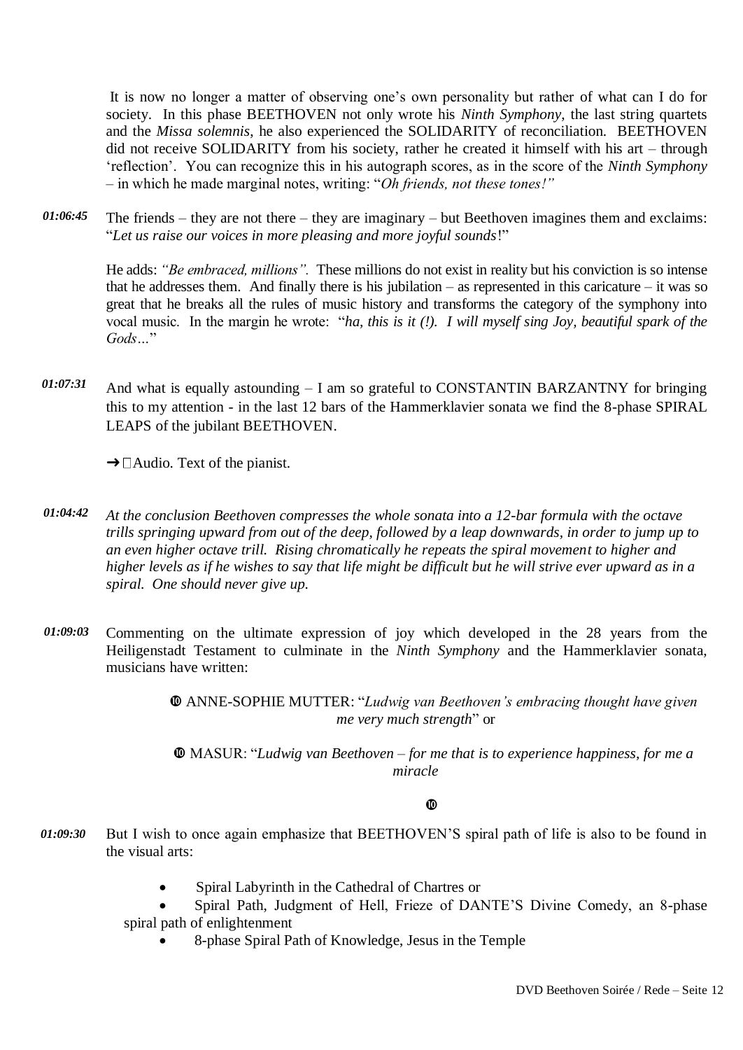It is now no longer a matter of observing one's own personality but rather of what can I do for society. In this phase BEETHOVEN not only wrote his *Ninth Symphony*, the last string quartets and the *Missa solemnis*, he also experienced the SOLIDARITY of reconciliation. BEETHOVEN did not receive SOLIDARITY from his society, rather he created it himself with his art – through 'reflection'. You can recognize this in his autograph scores, as in the score of the *Ninth Symphony* – in which he made marginal notes, writing: "*Oh friends, not these tones!"*

***01:06:45*** The friends – they are not there – they are imaginary – but Beethoven imagines them and exclaims: "*Let us raise our voices in more pleasing and more joyful sounds*!"

He adds: *"Be embraced, millions".* These millions do not exist in reality but his conviction is so intense that he addresses them. And finally there is his jubilation – as represented in this caricature – it was so great that he breaks all the rules of music history and transforms the category of the symphony into vocal music. In the margin he wrote: "*ha, this is it (!). I will myself sing Joy, beautiful spark of the Gods…*"

***01:07:31*** And what is equally astounding – I am so grateful to CONSTANTIN BARZANTNY for bringing this to my attention - in the last 12 bars of the Hammerklavier sonata we find the 8-phase SPIRAL LEAPS of the jubilant BEETHOVEN.

➜ Audio. Text of the pianist.

***01:04:42*** *At the conclusion Beethoven compresses the whole sonata into a 12-bar formula with the octave trills springing upward from out of the deep, followed by a leap downwards, in order to jump up to an even higher octave trill. Rising chromatically he repeats the spiral movement to higher and higher levels as if he wishes to say that life might be difficult but he will strive ever upward as in a spiral. One should never give up.*

***01:09:03*** Commenting on the ultimate expression of joy which developed in the 28 years from the Heiligenstadt Testament to culminate in the *Ninth Symphony* and the Hammerklavier sonata, musicians have written:

➓ ANNE-SOPHIE MUTTER: "*Ludwig van Beethoven's embracing thought have given me very much strength*" or

➓ MASUR: "*Ludwig van Beethoven – for me that is to experience happiness, for me a miracle*

➓

***01:09:30*** But I wish to once again emphasize that BEETHOVEN'S spiral path of life is also to be found in the visual arts:

- Spiral Labyrinth in the Cathedral of Chartres or
- Spiral Path, Judgment of Hell, Frieze of DANTE'S Divine Comedy, an 8-phase spiral path of enlightenment
- 8-phase Spiral Path of Knowledge, Jesus in the Temple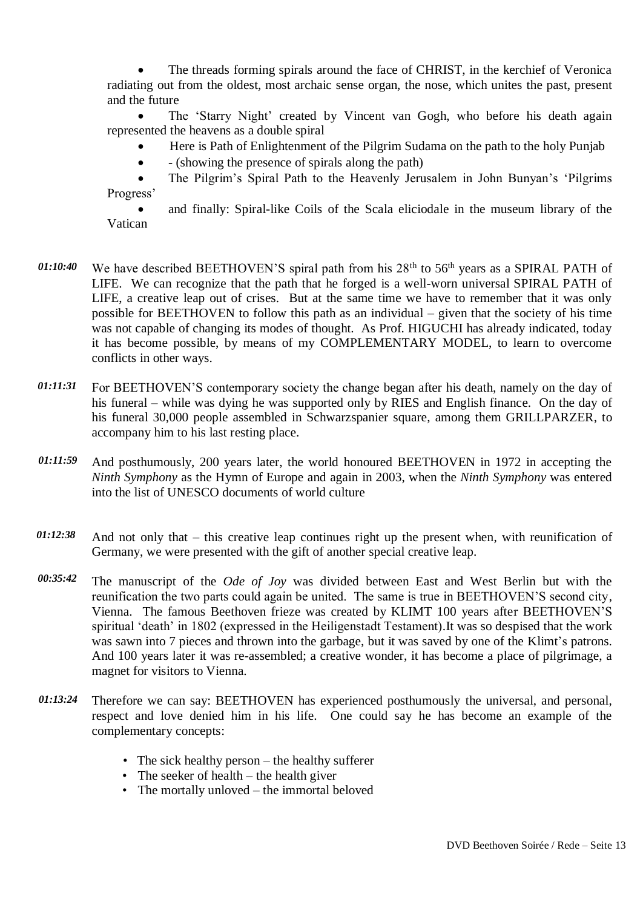- The threads forming spirals around the face of CHRIST, in the kerchief of Veronica radiating out from the oldest, most archaic sense organ, the nose, which unites the past, present and the future
- The 'Starry Night' created by Vincent van Gogh, who before his death again represented the heavens as a double spiral
- Here is Path of Enlightenment of the Pilgrim Sudama on the path to the holy Punjab
- - (showing the presence of spirals along the path)
- The Pilgrim's Spiral Path to the Heavenly Jerusalem in John Bunyan's 'Pilgrims Progress'
- and finally: Spiral-like Coils of the Scala eliciodale in the museum library of the Vatican

***01:10:40*** We have described BEETHOVEN'S spiral path from his 28th to 56th years as a SPIRAL PATH of LIFE. We can recognize that the path that he forged is a well-worn universal SPIRAL PATH of LIFE, a creative leap out of crises. But at the same time we have to remember that it was only possible for BEETHOVEN to follow this path as an individual – given that the society of his time was not capable of changing its modes of thought. As Prof. HIGUCHI has already indicated, today it has become possible, by means of my COMPLEMENTARY MODEL, to learn to overcome conflicts in other ways.

***01:11:31*** For BEETHOVEN'S contemporary society the change began after his death, namely on the day of his funeral – while was dying he was supported only by RIES and English finance. On the day of his funeral 30,000 people assembled in Schwarzspanier square, among them GRILLPARZER, to accompany him to his last resting place.

***01:11:59*** And posthumously, 200 years later, the world honoured BEETHOVEN in 1972 in accepting the *Ninth Symphony* as the Hymn of Europe and again in 2003, when the *Ninth Symphony* was entered into the list of UNESCO documents of world culture

***01:12:38*** And not only that – this creative leap continues right up the present when, with reunification of Germany, we were presented with the gift of another special creative leap.

***00:35:42*** The manuscript of the *Ode of Joy* was divided between East and West Berlin but with the reunification the two parts could again be united. The same is true in BEETHOVEN'S second city, Vienna. The famous Beethoven frieze was created by KLIMT 100 years after BEETHOVEN'S spiritual 'death' in 1802 (expressed in the Heiligenstadt Testament).It was so despised that the work was sawn into 7 pieces and thrown into the garbage, but it was saved by one of the Klimt's patrons. And 100 years later it was re-assembled; a creative wonder, it has become a place of pilgrimage, a magnet for visitors to Vienna.

***01:13:24*** Therefore we can say: BEETHOVEN has experienced posthumously the universal, and personal, respect and love denied him in his life. One could say he has become an example of the complementary concepts:

- The sick healthy person – the healthy sufferer
- The seeker of health – the health giver
- The mortally unloved – the immortal beloved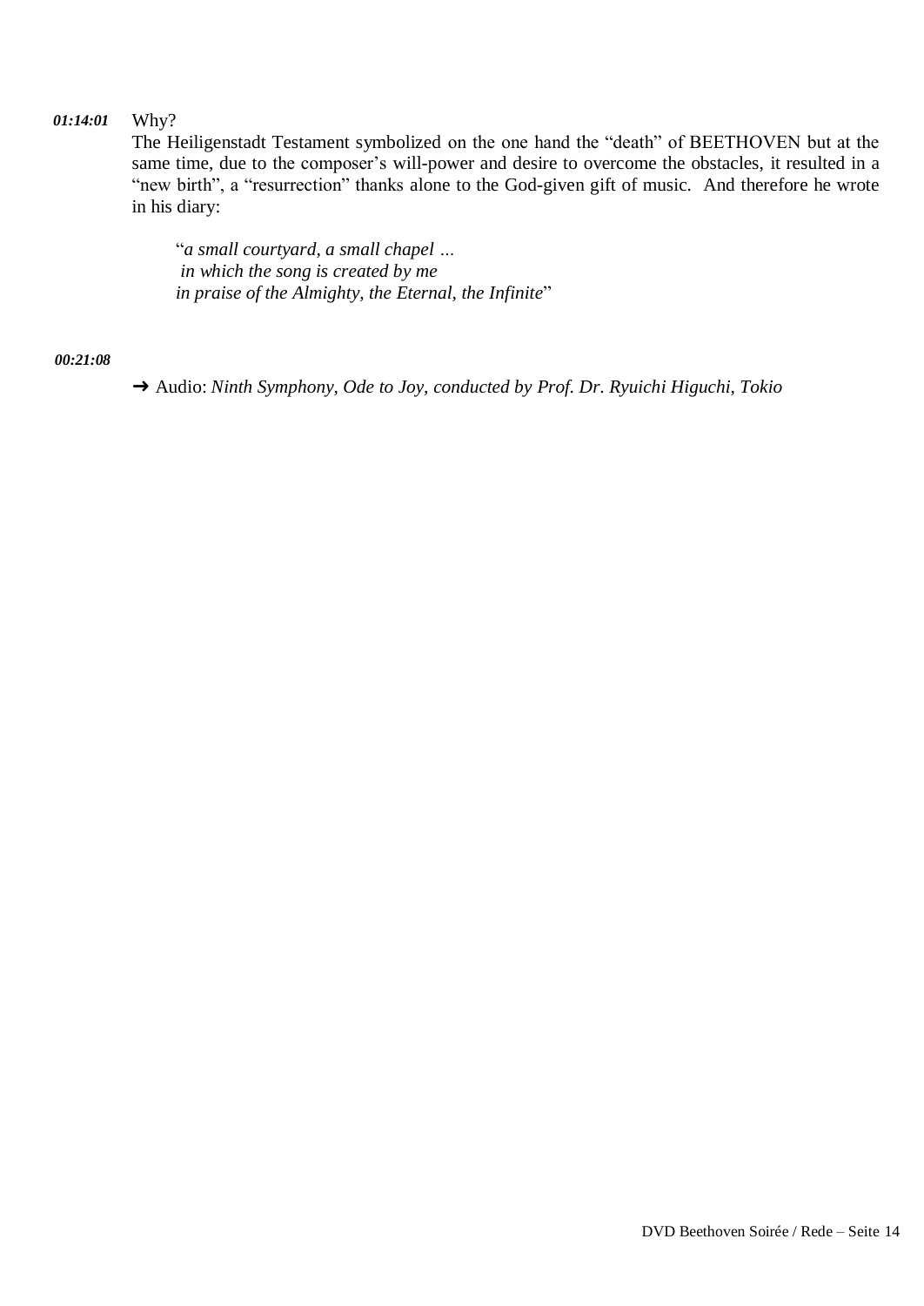***01:14:01*** Why?

The Heiligenstadt Testament symbolized on the one hand the "death" of BEETHOVEN but at the same time, due to the composer's will-power and desire to overcome the obstacles, it resulted in a "new birth", a "resurrection" thanks alone to the God-given gift of music. And therefore he wrote in his diary:

> "*a small courtyard, a small chapel …*
> *in which the song is created by me*
> *in praise of the Almighty, the Eternal, the Infinite*"

***00:21:08***

➜ Audio: *Ninth Symphony, Ode to Joy, conducted by Prof. Dr. Ryuichi Higuchi, Tokio*